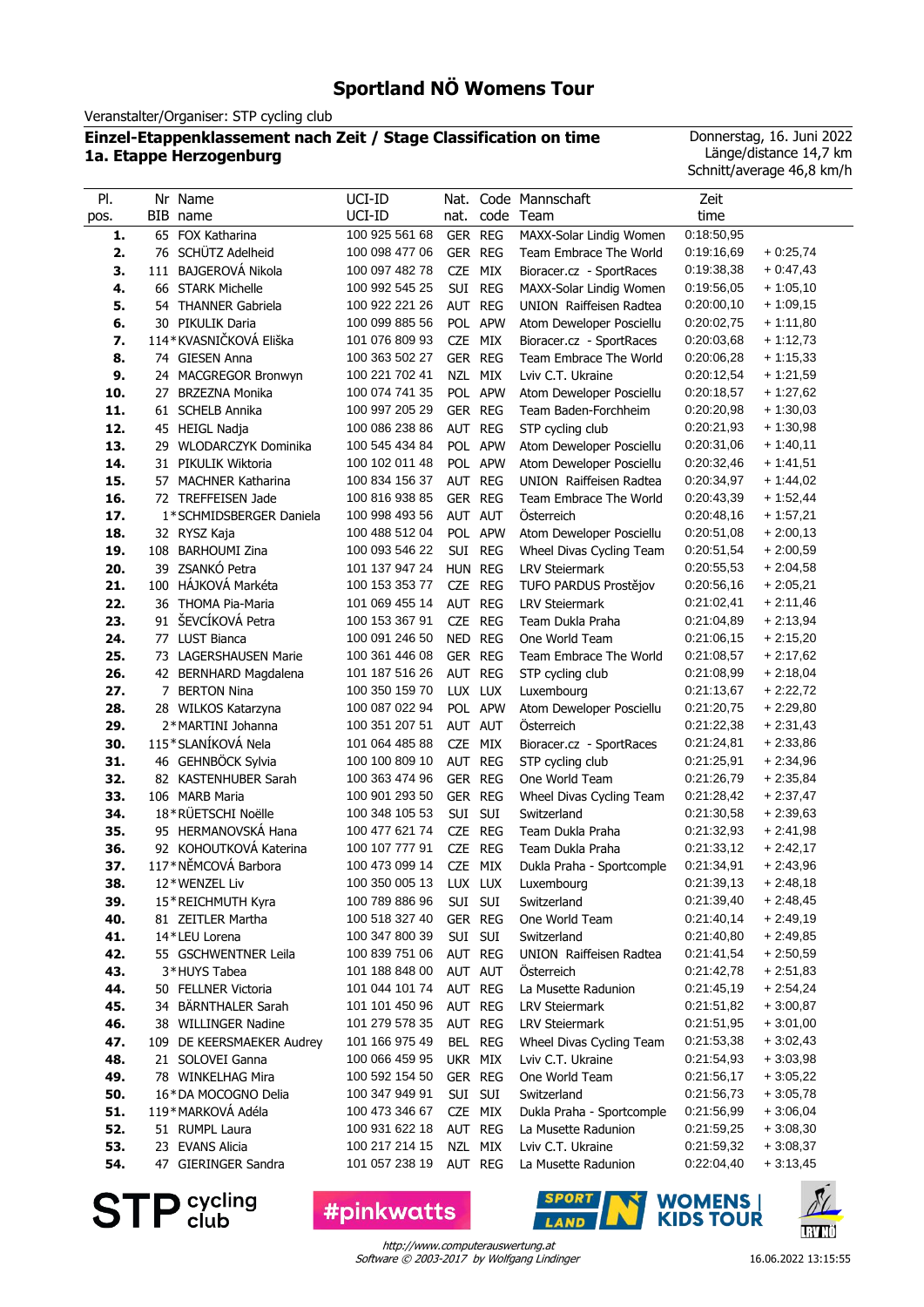# Sportland NÖ Womens Tour

Veranstalter/Organiser: STP cycling club

**Einzel-Etappenklassement nach Zeit / Stage Classification on time**
**1a. Etappe Herzogenburg**

Donnerstag, 16. Juni 2022
Länge/distance 14,7 km
Schnitt/average 46,8 km/h

| Pl. pos. | Nr BIB | Name name | UCI-ID UCI-ID | Nat. nat. | Code code | Mannschaft Team | Zeit time | |
|---|---|---|---|---|---|---|---|---|
| 1. | 65 | FOX Katharina | 100 925 561 68 | GER | REG | MAXX-Solar Lindig Women | 0:18:50,95 | |
| 2. | 76 | SCHÜTZ Adelheid | 100 098 477 06 | GER | REG | Team Embrace The World | 0:19:16,69 | + 0:25,74 |
| 3. | 111 | BAJGEROVÁ Nikola | 100 097 482 78 | CZE | MIX | Bioracer.cz - SportRaces | 0:19:38,38 | + 0:47,43 |
| 4. | 66 | STARK Michelle | 100 992 545 25 | SUI | REG | MAXX-Solar Lindig Women | 0:19:56,05 | + 1:05,10 |
| 5. | 54 | THANNER Gabriela | 100 922 221 26 | AUT | REG | UNION Raiffeisen Radtea | 0:20:00,10 | + 1:09,15 |
| 6. | 30 | PIKULIK Daria | 100 099 885 56 | POL | APW | Atom Deweloper Posciellu | 0:20:02,75 | + 1:11,80 |
| 7. | 114* | KVASNIČKOVÁ Eliška | 101 076 809 93 | CZE | MIX | Bioracer.cz - SportRaces | 0:20:03,68 | + 1:12,73 |
| 8. | 74 | GIESEN Anna | 100 363 502 27 | GER | REG | Team Embrace The World | 0:20:06,28 | + 1:15,33 |
| 9. | 24 | MACGREGOR Bronwyn | 100 221 702 41 | NZL | MIX | Lviv C.T. Ukraine | 0:20:12,54 | + 1:21,59 |
| 10. | 27 | BRZEZNA Monika | 100 074 741 35 | POL | APW | Atom Deweloper Posciellu | 0:20:18,57 | + 1:27,62 |
| 11. | 61 | SCHELB Annika | 100 997 205 29 | GER | REG | Team Baden-Forchheim | 0:20:20,98 | + 1:30,03 |
| 12. | 45 | HEIGL Nadja | 100 086 238 86 | AUT | REG | STP cycling club | 0:20:21,93 | + 1:30,98 |
| 13. | 29 | WLODARCZYK Dominika | 100 545 434 84 | POL | APW | Atom Deweloper Posciellu | 0:20:31,06 | + 1:40,11 |
| 14. | 31 | PIKULIK Wiktoria | 100 102 011 48 | POL | APW | Atom Deweloper Posciellu | 0:20:32,46 | + 1:41,51 |
| 15. | 57 | MACHNER Katharina | 100 834 156 37 | AUT | REG | UNION Raiffeisen Radtea | 0:20:34,97 | + 1:44,02 |
| 16. | 72 | TREFFEISEN Jade | 100 816 938 85 | GER | REG | Team Embrace The World | 0:20:43,39 | + 1:52,44 |
| 17. | 1* | SCHMIDSBERGER Daniela | 100 998 493 56 | AUT | AUT | Österreich | 0:20:48,16 | + 1:57,21 |
| 18. | 32 | RYSZ Kaja | 100 488 512 04 | POL | APW | Atom Deweloper Posciellu | 0:20:51,08 | + 2:00,13 |
| 19. | 108 | BARHOUMI Zina | 100 093 546 22 | SUI | REG | Wheel Divas Cycling Team | 0:20:51,54 | + 2:00,59 |
| 20. | 39 | ZSANKÓ Petra | 101 137 947 24 | HUN | REG | LRV Steiermark | 0:20:55,53 | + 2:04,58 |
| 21. | 100 | HÁJKOVÁ Markéta | 100 153 353 77 | CZE | REG | TUFO PARDUS Prostějov | 0:20:56,16 | + 2:05,21 |
| 22. | 36 | THOMA Pia-Maria | 101 069 455 14 | AUT | REG | LRV Steiermark | 0:21:02,41 | + 2:11,46 |
| 23. | 91 | ŠEVCÍKOVÁ Petra | 100 153 367 91 | CZE | REG | Team Dukla Praha | 0:21:04,89 | + 2:13,94 |
| 24. | 77 | LUST Bianca | 100 091 246 50 | NED | REG | One World Team | 0:21:06,15 | + 2:15,20 |
| 25. | 73 | LAGERSHAUSEN Marie | 100 361 446 08 | GER | REG | Team Embrace The World | 0:21:08,57 | + 2:17,62 |
| 26. | 42 | BERNHARD Magdalena | 101 187 516 26 | AUT | REG | STP cycling club | 0:21:08,99 | + 2:18,04 |
| 27. | 7 | BERTON Nina | 100 350 159 70 | LUX | LUX | Luxembourg | 0:21:13,67 | + 2:22,72 |
| 28. | 28 | WILKOS Katarzyna | 100 807 022 94 | POL | APW | Atom Deweloper Posciellu | 0:21:20,75 | + 2:29,80 |
| 29. | 2* | MARTINI Johanna | 100 351 207 51 | AUT | AUT | Österreich | 0:21:22,38 | + 2:31,43 |
| 30. | 115* | SLANÍKOVÁ Nela | 101 064 485 88 | CZE | MIX | Bioracer.cz - SportRaces | 0:21:24,81 | + 2:33,86 |
| 31. | 46 | GEHNBÖCK Sylvia | 100 100 809 10 | AUT | REG | STP cycling club | 0:21:25,91 | + 2:34,96 |
| 32. | 82 | KASTENHUBER Sarah | 100 363 474 96 | GER | REG | One World Team | 0:21:26,79 | + 2:35,84 |
| 33. | 106 | MARB Maria | 100 901 293 50 | GER | REG | Wheel Divas Cycling Team | 0:21:28,42 | + 2:37,47 |
| 34. | 18* | RÜETSCHI Noëlle | 100 348 105 53 | SUI | SUI | Switzerland | 0:21:30,58 | + 2:39,63 |
| 35. | 95 | HERMANOVSKÁ Hana | 100 477 621 74 | CZE | REG | Team Dukla Praha | 0:21:32,93 | + 2:41,98 |
| 36. | 92 | KOHOUTKOVÁ Katerina | 100 107 777 91 | CZE | REG | Team Dukla Praha | 0:21:33,12 | + 2:42,17 |
| 37. | 117* | NĚMCOVÁ Barbora | 100 473 099 14 | CZE | MIX | Dukla Praha - Sportcomple | 0:21:34,91 | + 2:43,96 |
| 38. | 12* | WENZEL Liv | 100 350 005 13 | LUX | LUX | Luxembourg | 0:21:39,13 | + 2:48,18 |
| 39. | 15* | REICHMUTH Kyra | 100 789 886 96 | SUI | SUI | Switzerland | 0:21:39,40 | + 2:48,45 |
| 40. | 81 | ZEITLER Martha | 100 518 327 40 | GER | REG | One World Team | 0:21:40,14 | + 2:49,19 |
| 41. | 14* | LEU Lorena | 100 347 800 39 | SUI | SUI | Switzerland | 0:21:40,80 | + 2:49,85 |
| 42. | 55 | GSCHWENTNER Leila | 100 839 751 06 | AUT | REG | UNION Raiffeisen Radtea | 0:21:41,54 | + 2:50,59 |
| 43. | 3* | HUYS Tabea | 101 188 848 00 | AUT | AUT | Österreich | 0:21:42,78 | + 2:51,83 |
| 44. | 50 | FELLNER Victoria | 101 044 101 74 | AUT | REG | La Musette Radunion | 0:21:45,19 | + 2:54,24 |
| 45. | 34 | BÄRNTHALER Sarah | 101 101 450 96 | AUT | REG | LRV Steiermark | 0:21:51,82 | + 3:00,87 |
| 46. | 38 | WILLINGER Nadine | 101 279 578 35 | AUT | REG | LRV Steiermark | 0:21:51,95 | + 3:01,00 |
| 47. | 109 | DE KEERSMAEKER Audrey | 101 166 975 49 | BEL | REG | Wheel Divas Cycling Team | 0:21:53,38 | + 3:02,43 |
| 48. | 21 | SOLOVEI Ganna | 100 066 459 95 | UKR | MIX | Lviv C.T. Ukraine | 0:21:54,93 | + 3:03,98 |
| 49. | 78 | WINKELHAG Mira | 100 592 154 50 | GER | REG | One World Team | 0:21:56,17 | + 3:05,22 |
| 50. | 16* | DA MOCOGNO Delia | 100 347 949 91 | SUI | SUI | Switzerland | 0:21:56,73 | + 3:05,78 |
| 51. | 119* | MARKOVÁ Adéla | 100 473 346 67 | CZE | MIX | Dukla Praha - Sportcomple | 0:21:56,99 | + 3:06,04 |
| 52. | 51 | RUMPL Laura | 100 931 622 18 | AUT | REG | La Musette Radunion | 0:21:59,25 | + 3:08,30 |
| 53. | 23 | EVANS Alicia | 100 217 214 15 | NZL | MIX | Lviv C.T. Ukraine | 0:21:59,32 | + 3:08,37 |
| 54. | 47 | GIERINGER Sandra | 101 057 238 19 | AUT | REG | La Musette Radunion | 0:22:04,40 | + 3:13,45 |

STP cycling club | #pinkwatts | SPORTLAND NÖ WOMENS | KIDS TOUR | LRV NÖ

http://www.computerauswertung.at
Software © 2003-2017 by Wolfgang Lindinger

16.06.2022 13:15:55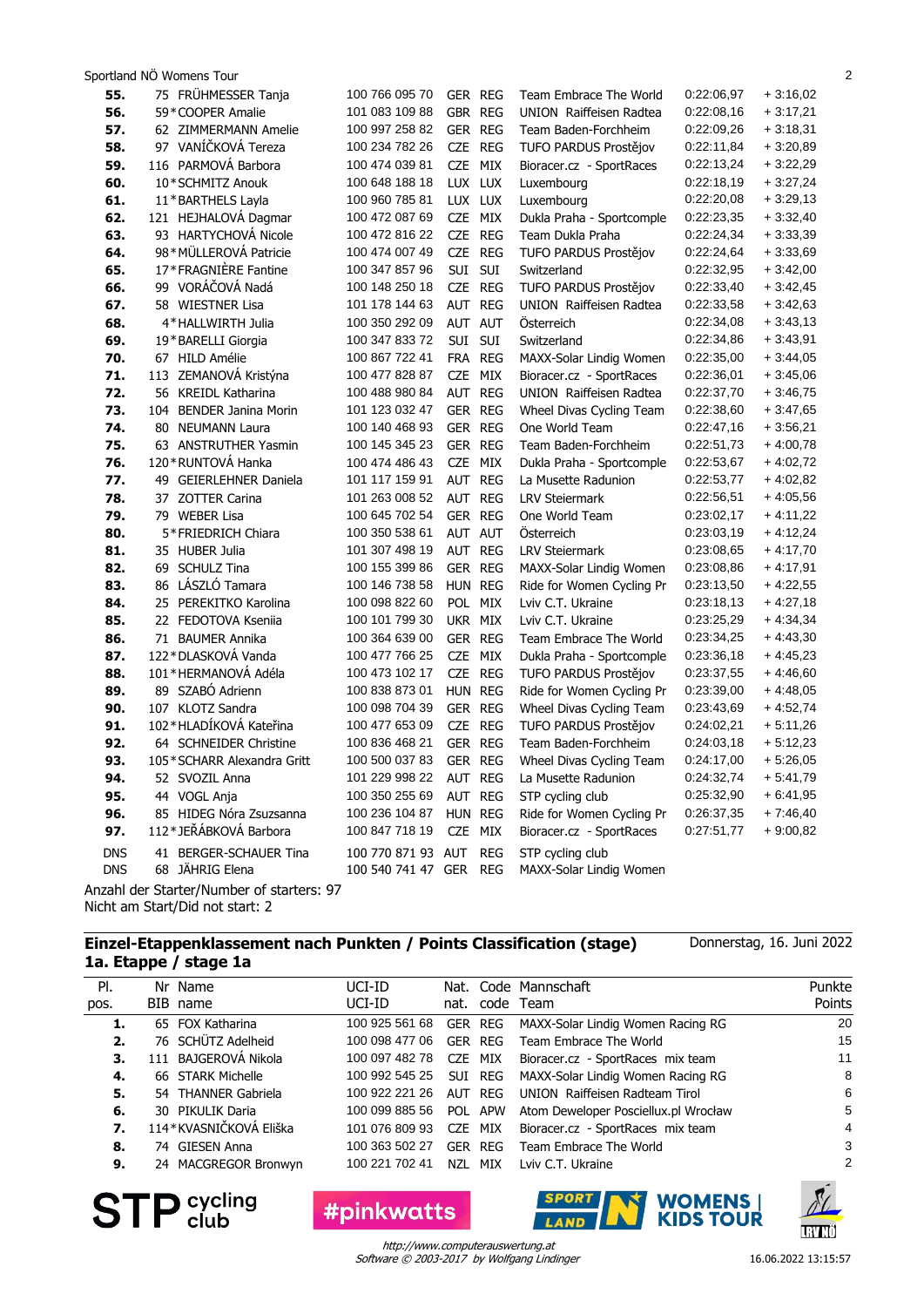Sportland NÖ Womens Tour

| | | | | | | | | |
|---|---|---|---|---|---|---|---|---|
| **55.** | 75 | FRÜHMESSER Tanja | 100 766 095 70 | GER | REG | Team Embrace The World | 0:22:06,97 | + 3:16,02 |
| **56.** | 59* | COOPER Amalie | 101 083 109 88 | GBR | REG | UNION Raiffeisen Radtea | 0:22:08,16 | + 3:17,21 |
| **57.** | 62 | ZIMMERMANN Amelie | 100 294 258 82 | GER | REG | Team Baden-Forchheim | 0:22:09,26 | + 3:18,31 |
| **58.** | 97 | VANÍČKOVÁ Tereza | 100 234 782 26 | CZE | REG | TUFO PARDUS Prostějov | 0:22:11,84 | + 3:20,89 |
| **59.** | 116 | PARMOVÁ Barbora | 100 474 039 81 | CZE | MIX | Bioracer.cz - SportRaces | 0:22:13,24 | + 3:22,29 |
| **60.** | 10* | SCHMITZ Anouk | 100 648 188 18 | LUX | LUX | Luxembourg | 0:22:18,19 | + 3:27,24 |
| **61.** | 11* | BARTHELS Layla | 100 960 785 81 | LUX | LUX | Luxembourg | 0:22:20,08 | + 3:29,13 |
| **62.** | 121 | HEJHALOVÁ Dagmar | 100 472 087 69 | CZE | MIX | Dukla Praha - Sportcomple | 0:22:23,35 | + 3:32,40 |
| **63.** | 93 | HARTYCHOVÁ Nicole | 100 472 816 22 | CZE | REG | Team Dukla Praha | 0:22:24,34 | + 3:33,39 |
| **64.** | 98* | MÜLLEROVÁ Patricie | 100 474 007 49 | CZE | REG | TUFO PARDUS Prostějov | 0:22:24,64 | + 3:33,69 |
| **65.** | 17* | FRAGNIÈRE Fantine | 100 347 857 96 | SUI | SUI | Switzerland | 0:22:32,95 | + 3:42,00 |
| **66.** | 99 | VORÁČOVÁ Nadá | 100 148 250 18 | CZE | REG | TUFO PARDUS Prostějov | 0:22:33,40 | + 3:42,45 |
| **67.** | 58 | WIESTNER Lisa | 101 178 144 63 | AUT | REG | UNION Raiffeisen Radtea | 0:22:33,58 | + 3:42,63 |
| **68.** | 4* | HALLWIRTH Julia | 100 350 292 09 | AUT | AUT | Österreich | 0:22:34,08 | + 3:43,13 |
| **69.** | 19* | BARELLI Giorgia | 100 347 833 72 | SUI | SUI | Switzerland | 0:22:34,86 | + 3:43,91 |
| **70.** | 67 | HILD Amélie | 100 867 722 41 | FRA | REG | MAXX-Solar Lindig Women | 0:22:35,00 | + 3:44,05 |
| **71.** | 113 | ZEMANOVÁ Kristýna | 100 477 828 87 | CZE | MIX | Bioracer.cz - SportRaces | 0:22:36,01 | + 3:45,06 |
| **72.** | 56 | KREIDL Katharina | 100 488 980 84 | AUT | REG | UNION Raiffeisen Radtea | 0:22:37,70 | + 3:46,75 |
| **73.** | 104 | BENDER Janina Morin | 101 123 032 47 | GER | REG | Wheel Divas Cycling Team | 0:22:38,60 | + 3:47,65 |
| **74.** | 80 | NEUMANN Laura | 100 140 468 93 | GER | REG | One World Team | 0:22:47,16 | + 3:56,21 |
| **75.** | 63 | ANSTRUTHER Yasmin | 100 145 345 23 | GER | REG | Team Baden-Forchheim | 0:22:51,73 | + 4:00,78 |
| **76.** | 120* | RUNTOVÁ Hanka | 100 474 486 43 | CZE | MIX | Dukla Praha - Sportcomple | 0:22:53,67 | + 4:02,72 |
| **77.** | 49 | GEIERLEHNER Daniela | 101 117 159 91 | AUT | REG | La Musette Radunion | 0:22:53,77 | + 4:02,82 |
| **78.** | 37 | ZOTTER Carina | 101 263 008 52 | AUT | REG | LRV Steiermark | 0:22:56,51 | + 4:05,56 |
| **79.** | 79 | WEBER Lisa | 100 645 702 54 | GER | REG | One World Team | 0:23:02,17 | + 4:11,22 |
| **80.** | 5* | FRIEDRICH Chiara | 100 350 538 61 | AUT | AUT | Österreich | 0:23:03,19 | + 4:12,24 |
| **81.** | 35 | HUBER Julia | 101 307 498 19 | AUT | REG | LRV Steiermark | 0:23:08,65 | + 4:17,70 |
| **82.** | 69 | SCHULZ Tina | 100 155 399 86 | GER | REG | MAXX-Solar Lindig Women | 0:23:08,86 | + 4:17,91 |
| **83.** | 86 | LÁSZLÓ Tamara | 100 146 738 58 | HUN | REG | Ride for Women Cycling Pr | 0:23:13,50 | + 4:22,55 |
| **84.** | 25 | PEREKITKO Karolina | 100 098 822 60 | POL | MIX | Lviv C.T. Ukraine | 0:23:18,13 | + 4:27,18 |
| **85.** | 22 | FEDOTOVA Kseniia | 100 101 799 30 | UKR | MIX | Lviv C.T. Ukraine | 0:23:25,29 | + 4:34,34 |
| **86.** | 71 | BAUMER Annika | 100 364 639 00 | GER | REG | Team Embrace The World | 0:23:34,25 | + 4:43,30 |
| **87.** | 122* | DLASKOVÁ Vanda | 100 477 766 25 | CZE | MIX | Dukla Praha - Sportcomple | 0:23:36,18 | + 4:45,23 |
| **88.** | 101* | HERMANOVÁ Adéla | 100 473 102 17 | CZE | REG | TUFO PARDUS Prostějov | 0:23:37,55 | + 4:46,60 |
| **89.** | 89 | SZABÓ Adrienn | 100 838 873 01 | HUN | REG | Ride for Women Cycling Pr | 0:23:39,00 | + 4:48,05 |
| **90.** | 107 | KLOTZ Sandra | 100 098 704 39 | GER | REG | Wheel Divas Cycling Team | 0:23:43,69 | + 4:52,74 |
| **91.** | 102* | HLADÍKOVÁ Kateřina | 100 477 653 09 | CZE | REG | TUFO PARDUS Prostějov | 0:24:02,21 | + 5:11,26 |
| **92.** | 64 | SCHNEIDER Christine | 100 836 468 21 | GER | REG | Team Baden-Forchheim | 0:24:03,18 | + 5:12,23 |
| **93.** | 105* | SCHARR Alexandra Gritt | 100 500 037 83 | GER | REG | Wheel Divas Cycling Team | 0:24:17,00 | + 5:26,05 |
| **94.** | 52 | SVOZIL Anna | 101 229 998 22 | AUT | REG | La Musette Radunion | 0:24:32,74 | + 5:41,79 |
| **95.** | 44 | VOGL Anja | 100 350 255 69 | AUT | REG | STP cycling club | 0:25:32,90 | + 6:41,95 |
| **96.** | 85 | HIDEG Nóra Zsuzsanna | 100 206 104 87 | HUN | REG | Ride for Women Cycling Pr | 0:26:37,35 | + 7:46,40 |
| **97.** | 112* | JEŘÁBKOVÁ Barbora | 100 847 718 19 | CZE | MIX | Bioracer.cz - SportRaces | 0:27:51,77 | + 9:00,82 |
| DNS | 41 | BERGER-SCHAUER Tina | 100 770 871 93 | AUT | REG | STP cycling club | | |
| DNS | 68 | JÄHRIG Elena | 100 540 741 47 | GER | REG | MAXX-Solar Lindig Women | | |

Anzahl der Starter/Number of starters: 97
Nicht am Start/Did not start: 2

## Einzel-Etappenklassement nach Punkten / Points Classification (stage)
## 1a. Etappe / stage 1a

Donnerstag, 16. Juni 2022

| Pl. pos. | Nr BIB | Name name | UCI-ID UCI-ID | Nat. nat. | Code code | Mannschaft Team | Punkte Points |
|---|---|---|---|---|---|---|---|
| **1.** | 65 | FOX Katharina | 100 925 561 68 | GER | REG | MAXX-Solar Lindig Women Racing RG | 20 |
| **2.** | 76 | SCHÜTZ Adelheid | 100 098 477 06 | GER | REG | Team Embrace The World | 15 |
| **3.** | 111 | BAJGEROVÁ Nikola | 100 097 482 78 | CZE | MIX | Bioracer.cz - SportRaces mix team | 11 |
| **4.** | 66 | STARK Michelle | 100 992 545 25 | SUI | REG | MAXX-Solar Lindig Women Racing RG | 8 |
| **5.** | 54 | THANNER Gabriela | 100 922 221 26 | AUT | REG | UNION Raiffeisen Radteam Tirol | 6 |
| **6.** | 30 | PIKULIK Daria | 100 099 885 56 | POL | APW | Atom Deweloper Posciellux.pl Wrocław | 5 |
| **7.** | 114* | KVASNIČKOVÁ Eliška | 101 076 809 93 | CZE | MIX | Bioracer.cz - SportRaces mix team | 4 |
| **8.** | 74 | GIESEN Anna | 100 363 502 27 | GER | REG | Team Embrace The World | 3 |
| **9.** | 24 | MACGREGOR Bronwyn | 100 221 702 41 | NZL | MIX | Lviv C.T. Ukraine | 2 |

STP cycling club   #pinkwatts   SPORTLAND N   WOMENS | KIDS TOUR   LRV NÖ

*http://www.computerauswertung.at*
*Software © 2003-2017 by Wolfgang Lindinger*

16.06.2022 13:15:57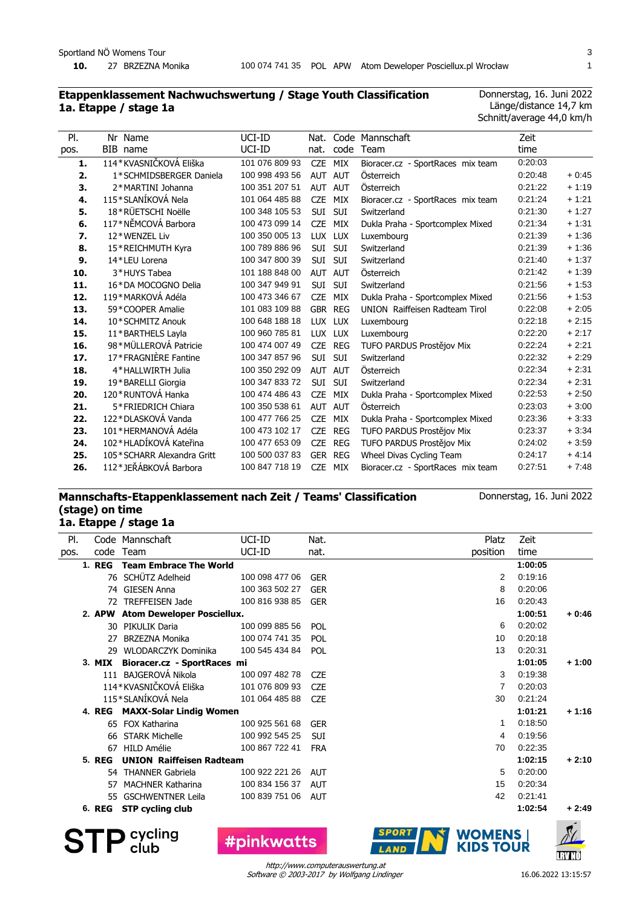| 10. | 27 BRZEZNA Monika | 100 074 741 35 | POL | APW | Atom Deweloper Posciellux.pl Wrocław | | 1 |
|---|---|---|---|---|---|---|---|

## Etappenklassement Nachwuchswertung / Stage Youth Classification
## 1a. Etappe / stage 1a

Donnerstag, 16. Juni 2022
Länge/distance 14,7 km
Schnitt/average 44,0 km/h

| Pl. pos. | Nr BIB | Name name | UCI-ID UCI-ID | Nat. nat. | Code code | Mannschaft Team | Zeit time | |
|---|---|---|---|---|---|---|---|---|
| **1.** | 114* | KVASNIČKOVÁ Eliška | 101 076 809 93 | CZE | MIX | Bioracer.cz - SportRaces mix team | 0:20:03 | |
| **2.** | 1* | SCHMIDSBERGER Daniela | 100 998 493 56 | AUT | AUT | Österreich | 0:20:48 | + 0:45 |
| **3.** | 2* | MARTINI Johanna | 100 351 207 51 | AUT | AUT | Österreich | 0:21:22 | + 1:19 |
| **4.** | 115* | SLANÍKOVÁ Nela | 101 064 485 88 | CZE | MIX | Bioracer.cz - SportRaces mix team | 0:21:24 | + 1:21 |
| **5.** | 18* | RÜETSCHI Noëlle | 100 348 105 53 | SUI | SUI | Switzerland | 0:21:30 | + 1:27 |
| **6.** | 117* | NĚMCOVÁ Barbora | 100 473 099 14 | CZE | MIX | Dukla Praha - Sportcomplex Mixed | 0:21:34 | + 1:31 |
| **7.** | 12* | WENZEL Liv | 100 350 005 13 | LUX | LUX | Luxembourg | 0:21:39 | + 1:36 |
| **8.** | 15* | REICHMUTH Kyra | 100 789 886 96 | SUI | SUI | Switzerland | 0:21:39 | + 1:36 |
| **9.** | 14* | LEU Lorena | 100 347 800 39 | SUI | SUI | Switzerland | 0:21:40 | + 1:37 |
| **10.** | 3* | HUYS Tabea | 101 188 848 00 | AUT | AUT | Österreich | 0:21:42 | + 1:39 |
| **11.** | 16* | DA MOCOGNO Delia | 100 347 949 91 | SUI | SUI | Switzerland | 0:21:56 | + 1:53 |
| **12.** | 119* | MARKOVÁ Adéla | 100 473 346 67 | CZE | MIX | Dukla Praha - Sportcomplex Mixed | 0:21:56 | + 1:53 |
| **13.** | 59* | COOPER Amalie | 101 083 109 88 | GBR | REG | UNION Raiffeisen Radteam Tirol | 0:22:08 | + 2:05 |
| **14.** | 10* | SCHMITZ Anouk | 100 648 188 18 | LUX | LUX | Luxembourg | 0:22:18 | + 2:15 |
| **15.** | 11* | BARTHELS Layla | 100 960 785 81 | LUX | LUX | Luxembourg | 0:22:20 | + 2:17 |
| **16.** | 98* | MÜLLEROVÁ Patricie | 100 474 007 49 | CZE | REG | TUFO PARDUS Prostějov Mix | 0:22:24 | + 2:21 |
| **17.** | 17* | FRAGNIÈRE Fantine | 100 347 857 96 | SUI | SUI | Switzerland | 0:22:32 | + 2:29 |
| **18.** | 4* | HALLWIRTH Julia | 100 350 292 09 | AUT | AUT | Österreich | 0:22:34 | + 2:31 |
| **19.** | 19* | BARELLI Giorgia | 100 347 833 72 | SUI | SUI | Switzerland | 0:22:34 | + 2:31 |
| **20.** | 120* | RUNTOVÁ Hanka | 100 474 486 43 | CZE | MIX | Dukla Praha - Sportcomplex Mixed | 0:22:53 | + 2:50 |
| **21.** | 5* | FRIEDRICH Chiara | 100 350 538 61 | AUT | AUT | Österreich | 0:23:03 | + 3:00 |
| **22.** | 122* | DLASKOVÁ Vanda | 100 477 766 25 | CZE | MIX | Dukla Praha - Sportcomplex Mixed | 0:23:36 | + 3:33 |
| **23.** | 101* | HERMANOVÁ Adéla | 100 473 102 17 | CZE | REG | TUFO PARDUS Prostějov Mix | 0:23:37 | + 3:34 |
| **24.** | 102* | HLADÍKOVÁ Kateřina | 100 477 653 09 | CZE | REG | TUFO PARDUS Prostějov Mix | 0:24:02 | + 3:59 |
| **25.** | 105* | SCHARR Alexandra Gritt | 100 500 037 83 | GER | REG | Wheel Divas Cycling Team | 0:24:17 | + 4:14 |
| **26.** | 112* | JEŘÁBKOVÁ Barbora | 100 847 718 19 | CZE | MIX | Bioracer.cz - SportRaces mix team | 0:27:51 | + 7:48 |

## Mannschafts-Etappenklassement nach Zeit / Teams' Classification (stage) on time
## 1a. Etappe / stage 1a

Donnerstag, 16. Juni 2022

| Pl. pos. | Code code | Mannschaft Team | UCI-ID UCI-ID | Nat. nat. | Platz position | Zeit time | |
|---|---|---|---|---|---|---|---|
| **1.** | **REG** | **Team Embrace The World** | | | | **1:00:05** | |
| | 76 | SCHÜTZ Adelheid | 100 098 477 06 | GER | 2 | 0:19:16 | |
| | 74 | GIESEN Anna | 100 363 502 27 | GER | 8 | 0:20:06 | |
| | 72 | TREFFEISEN Jade | 100 816 938 85 | GER | 16 | 0:20:43 | |
| **2.** | **APW** | **Atom Deweloper Posciellux.** | | | | **1:00:51** | **+ 0:46** |
| | 30 | PIKULIK Daria | 100 099 885 56 | POL | 6 | 0:20:02 | |
| | 27 | BRZEZNA Monika | 100 074 741 35 | POL | 10 | 0:20:18 | |
| | 29 | WLODARCZYK Dominika | 100 545 434 84 | POL | 13 | 0:20:31 | |
| **3.** | **MIX** | **Bioracer.cz - SportRaces mi** | | | | **1:01:05** | **+ 1:00** |
| | 111 | BAJGEROVÁ Nikola | 100 097 482 78 | CZE | 3 | 0:19:38 | |
| | 114* | KVASNIČKOVÁ Eliška | 101 076 809 93 | CZE | 7 | 0:20:03 | |
| | 115* | SLANÍKOVÁ Nela | 101 064 485 88 | CZE | 30 | 0:21:24 | |
| **4.** | **REG** | **MAXX-Solar Lindig Women** | | | | **1:01:21** | **+ 1:16** |
| | 65 | FOX Katharina | 100 925 561 68 | GER | 1 | 0:18:50 | |
| | 66 | STARK Michelle | 100 992 545 25 | SUI | 4 | 0:19:56 | |
| | 67 | HILD Amélie | 100 867 722 41 | FRA | 70 | 0:22:35 | |
| **5.** | **REG** | **UNION Raiffeisen Radteam** | | | | **1:02:15** | **+ 2:10** |
| | 54 | THANNER Gabriela | 100 922 221 26 | AUT | 5 | 0:20:00 | |
| | 57 | MACHNER Katharina | 100 834 156 37 | AUT | 15 | 0:20:34 | |
| | 55 | GSCHWENTNER Leila | 100 839 751 06 | AUT | 42 | 0:21:41 | |
| **6.** | **REG** | **STP cycling club** | | | | **1:02:54** | **+ 2:49** |

http://www.computerauswertung.at
Software © 2003-2017 by Wolfgang Lindinger

16.06.2022 13:15:57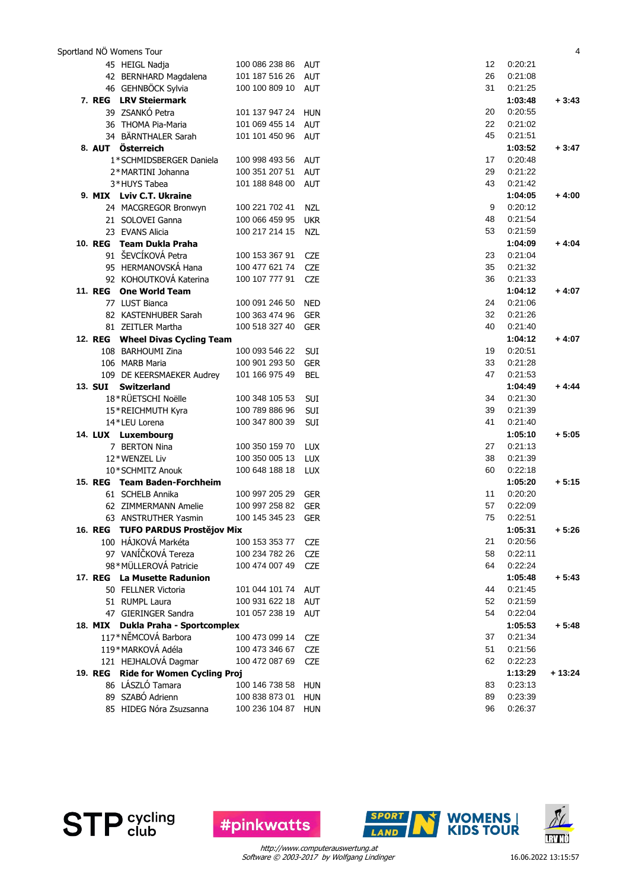| Rank | Nr | Name | UCI ID | Nat | Pos | Time | Gap |
|---|---|---|---|---|---|---|---|
| | 45 | HEIGL Nadja | 100 086 238 86 | AUT | 12 | 0:20:21 | |
| | 42 | BERNHARD Magdalena | 101 187 516 26 | AUT | 26 | 0:21:08 | |
| | 46 | GEHNBÖCK Sylvia | 100 100 809 10 | AUT | 31 | 0:21:25 | |
| **7. REG** | | **LRV Steiermark** | | | | **1:03:48** | **+ 3:43** |
| | 39 | ZSANKÓ Petra | 101 137 947 24 | HUN | 20 | 0:20:55 | |
| | 36 | THOMA Pia-Maria | 101 069 455 14 | AUT | 22 | 0:21:02 | |
| | 34 | BÄRNTHALER Sarah | 101 101 450 96 | AUT | 45 | 0:21:51 | |
| **8. AUT** | | **Österreich** | | | | **1:03:52** | **+ 3:47** |
| | 1* | SCHMIDSBERGER Daniela | 100 998 493 56 | AUT | 17 | 0:20:48 | |
| | 2* | MARTINI Johanna | 100 351 207 51 | AUT | 29 | 0:21:22 | |
| | 3* | HUYS Tabea | 101 188 848 00 | AUT | 43 | 0:21:42 | |
| **9. MIX** | | **Lviv C.T. Ukraine** | | | | **1:04:05** | **+ 4:00** |
| | 24 | MACGREGOR Bronwyn | 100 221 702 41 | NZL | 9 | 0:20:12 | |
| | 21 | SOLOVEI Ganna | 100 066 459 95 | UKR | 48 | 0:21:54 | |
| | 23 | EVANS Alicia | 100 217 214 15 | NZL | 53 | 0:21:59 | |
| **10. REG** | | **Team Dukla Praha** | | | | **1:04:09** | **+ 4:04** |
| | 91 | ŠEVCÍKOVÁ Petra | 100 153 367 91 | CZE | 23 | 0:21:04 | |
| | 95 | HERMANOVSKÁ Hana | 100 477 621 74 | CZE | 35 | 0:21:32 | |
| | 92 | KOHOUTKOVÁ Katerina | 100 107 777 91 | CZE | 36 | 0:21:33 | |
| **11. REG** | | **One World Team** | | | | **1:04:12** | **+ 4:07** |
| | 77 | LUST Bianca | 100 091 246 50 | NED | 24 | 0:21:06 | |
| | 82 | KASTENHUBER Sarah | 100 363 474 96 | GER | 32 | 0:21:26 | |
| | 81 | ZEITLER Martha | 100 518 327 40 | GER | 40 | 0:21:40 | |
| **12. REG** | | **Wheel Divas Cycling Team** | | | | **1:04:12** | **+ 4:07** |
| | 108 | BARHOUMI Zina | 100 093 546 22 | SUI | 19 | 0:20:51 | |
| | 106 | MARB Maria | 100 901 293 50 | GER | 33 | 0:21:28 | |
| | 109 | DE KEERSMAEKER Audrey | 101 166 975 49 | BEL | 47 | 0:21:53 | |
| **13. SUI** | | **Switzerland** | | | | **1:04:49** | **+ 4:44** |
| | 18* | RÜETSCHI Noëlle | 100 348 105 53 | SUI | 34 | 0:21:30 | |
| | 15* | REICHMUTH Kyra | 100 789 886 96 | SUI | 39 | 0:21:39 | |
| | 14* | LEU Lorena | 100 347 800 39 | SUI | 41 | 0:21:40 | |
| **14. LUX** | | **Luxembourg** | | | | **1:05:10** | **+ 5:05** |
| | 7 | BERTON Nina | 100 350 159 70 | LUX | 27 | 0:21:13 | |
| | 12* | WENZEL Liv | 100 350 005 13 | LUX | 38 | 0:21:39 | |
| | 10* | SCHMITZ Anouk | 100 648 188 18 | LUX | 60 | 0:22:18 | |
| **15. REG** | | **Team Baden-Forchheim** | | | | **1:05:20** | **+ 5:15** |
| | 61 | SCHELB Annika | 100 997 205 29 | GER | 11 | 0:20:20 | |
| | 62 | ZIMMERMANN Amelie | 100 997 258 82 | GER | 57 | 0:22:09 | |
| | 63 | ANSTRUTHER Yasmin | 100 145 345 23 | GER | 75 | 0:22:51 | |
| **16. REG** | | **TUFO PARDUS Prostějov Mix** | | | | **1:05:31** | **+ 5:26** |
| | 100 | HÁJKOVÁ Markéta | 100 153 353 77 | CZE | 21 | 0:20:56 | |
| | 97 | VANÍČKOVÁ Tereza | 100 234 782 26 | CZE | 58 | 0:22:11 | |
| | 98* | MÜLLEROVÁ Patricie | 100 474 007 49 | CZE | 64 | 0:22:24 | |
| **17. REG** | | **La Musette Radunion** | | | | **1:05:48** | **+ 5:43** |
| | 50 | FELLNER Victoria | 101 044 101 74 | AUT | 44 | 0:21:45 | |
| | 51 | RUMPL Laura | 100 931 622 18 | AUT | 52 | 0:21:59 | |
| | 47 | GIERINGER Sandra | 101 057 238 19 | AUT | 54 | 0:22:04 | |
| **18. MIX** | | **Dukla Praha - Sportcomplex** | | | | **1:05:53** | **+ 5:48** |
| | 117* | NĚMCOVÁ Barbora | 100 473 099 14 | CZE | 37 | 0:21:34 | |
| | 119* | MARKOVÁ Adéla | 100 473 346 67 | CZE | 51 | 0:21:56 | |
| | 121 | HEJHALOVÁ Dagmar | 100 472 087 69 | CZE | 62 | 0:22:23 | |
| **19. REG** | | **Ride for Women Cycling Proj** | | | | **1:13:29** | **+ 13:24** |
| | 86 | LÁSZLÓ Tamara | 100 146 738 58 | HUN | 83 | 0:23:13 | |
| | 89 | SZABÓ Adrienn | 100 838 873 01 | HUN | 89 | 0:23:39 | |
| | 85 | HIDEG Nóra Zsuzsanna | 100 236 104 87 | HUN | 96 | 0:26:37 | |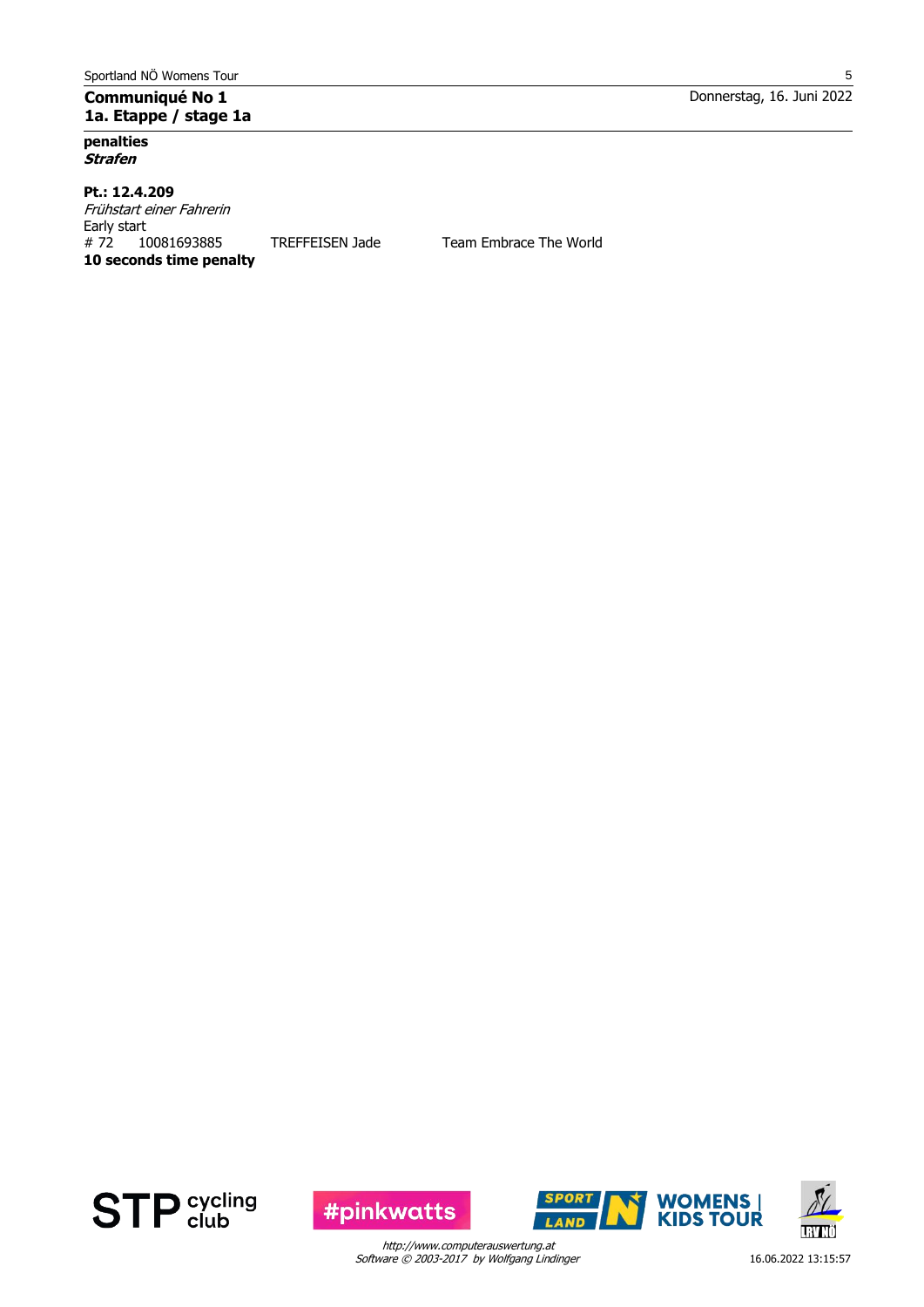**Communiqué No 1**
**1a. Etappe / stage 1a**

Donnerstag, 16. Juni 2022

**penalties**
***Strafen***

**Pt.: 12.4.209**
*Frühstart einer Fahrerin*
Early start

| # 72 | 10081693885 | TREFFEISEN Jade | Team Embrace The World |
|---|---|---|---|

**10 seconds time penalty**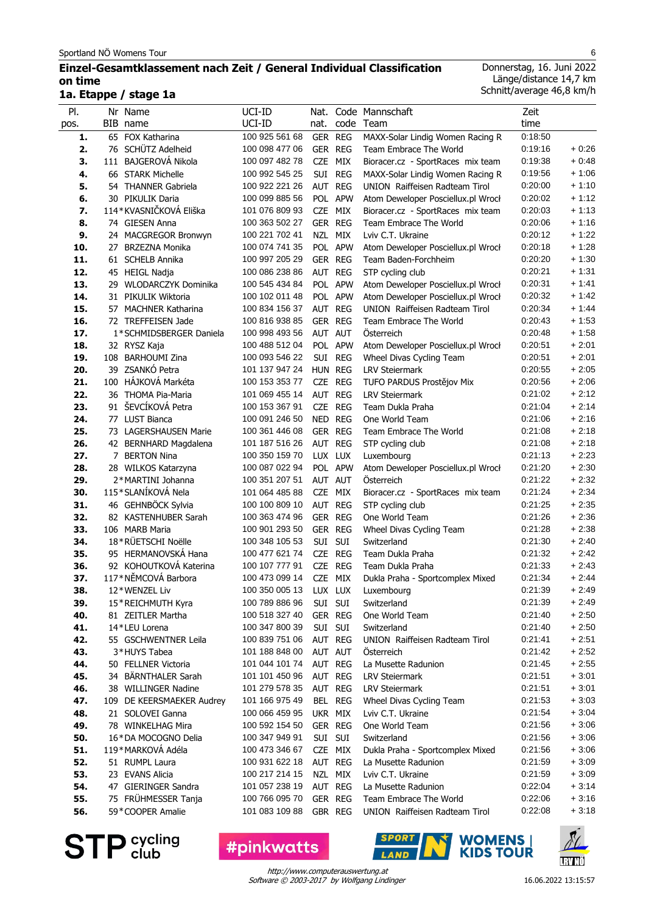Sportland NÖ Womens Tour

## Einzel-Gesamtklassement nach Zeit / General Individual Classification on time

### 1a. Etappe / stage 1a

Donnerstag, 16. Juni 2022
Länge/distance 14,7 km
Schnitt/average 46,8 km/h

| Pl. pos. | Nr BIB | Name name | UCI-ID UCI-ID | Nat. nat. | Code code | Mannschaft Team | Zeit time | |
|---|---|---|---|---|---|---|---|---|
| 1. | 65 | FOX Katharina | 100 925 561 68 | GER | REG | MAXX-Solar Lindig Women Racing R | 0:18:50 | |
| 2. | 76 | SCHÜTZ Adelheid | 100 098 477 06 | GER | REG | Team Embrace The World | 0:19:16 | + 0:26 |
| 3. | 111 | BAJGEROVÁ Nikola | 100 097 482 78 | CZE | MIX | Bioracer.cz - SportRaces mix team | 0:19:38 | + 0:48 |
| 4. | 66 | STARK Michelle | 100 992 545 25 | SUI | REG | MAXX-Solar Lindig Women Racing R | 0:19:56 | + 1:06 |
| 5. | 54 | THANNER Gabriela | 100 922 221 26 | AUT | REG | UNION Raiffeisen Radteam Tirol | 0:20:00 | + 1:10 |
| 6. | 30 | PIKULIK Daria | 100 099 885 56 | POL | APW | Atom Deweloper Posciellux.pl Wrocł | 0:20:02 | + 1:12 |
| 7. | 114* | KVASNIČKOVÁ Eliška | 101 076 809 93 | CZE | MIX | Bioracer.cz - SportRaces mix team | 0:20:03 | + 1:13 |
| 8. | 74 | GIESEN Anna | 100 363 502 27 | GER | REG | Team Embrace The World | 0:20:06 | + 1:16 |
| 9. | 24 | MACGREGOR Bronwyn | 100 221 702 41 | NZL | MIX | Lviv C.T. Ukraine | 0:20:12 | + 1:22 |
| 10. | 27 | BRZEZNA Monika | 100 074 741 35 | POL | APW | Atom Deweloper Posciellux.pl Wrocł | 0:20:18 | + 1:28 |
| 11. | 61 | SCHELB Annika | 100 997 205 29 | GER | REG | Team Baden-Forchheim | 0:20:20 | + 1:30 |
| 12. | 45 | HEIGL Nadja | 100 086 238 86 | AUT | REG | STP cycling club | 0:20:21 | + 1:31 |
| 13. | 29 | WLODARCZYK Dominika | 100 545 434 84 | POL | APW | Atom Deweloper Posciellux.pl Wrocł | 0:20:31 | + 1:41 |
| 14. | 31 | PIKULIK Wiktoria | 100 102 011 48 | POL | APW | Atom Deweloper Posciellux.pl Wrocł | 0:20:32 | + 1:42 |
| 15. | 57 | MACHNER Katharina | 100 834 156 37 | AUT | REG | UNION Raiffeisen Radteam Tirol | 0:20:34 | + 1:44 |
| 16. | 72 | TREFFEISEN Jade | 100 816 938 85 | GER | REG | Team Embrace The World | 0:20:43 | + 1:53 |
| 17. | 1* | SCHMIDSBERGER Daniela | 100 998 493 56 | AUT | AUT | Österreich | 0:20:48 | + 1:58 |
| 18. | 32 | RYSZ Kaja | 100 488 512 04 | POL | APW | Atom Deweloper Posciellux.pl Wrocł | 0:20:51 | + 2:01 |
| 19. | 108 | BARHOUMI Zina | 100 093 546 22 | SUI | REG | Wheel Divas Cycling Team | 0:20:51 | + 2:01 |
| 20. | 39 | ZSANKÓ Petra | 101 137 947 24 | HUN | REG | LRV Steiermark | 0:20:55 | + 2:05 |
| 21. | 100 | HÁJKOVÁ Markéta | 100 153 353 77 | CZE | REG | TUFO PARDUS Prostějov Mix | 0:20:56 | + 2:06 |
| 22. | 36 | THOMA Pia-Maria | 101 069 455 14 | AUT | REG | LRV Steiermark | 0:21:02 | + 2:12 |
| 23. | 91 | ŠEVCÍKOVÁ Petra | 100 153 367 91 | CZE | REG | Team Dukla Praha | 0:21:04 | + 2:14 |
| 24. | 77 | LUST Bianca | 100 091 246 50 | NED | REG | One World Team | 0:21:06 | + 2:16 |
| 25. | 73 | LAGERSHAUSEN Marie | 100 361 446 08 | GER | REG | Team Embrace The World | 0:21:08 | + 2:18 |
| 26. | 42 | BERNHARD Magdalena | 101 187 516 26 | AUT | REG | STP cycling club | 0:21:08 | + 2:18 |
| 27. | 7 | BERTON Nina | 100 350 159 70 | LUX | LUX | Luxembourg | 0:21:13 | + 2:23 |
| 28. | 28 | WILKOS Katarzyna | 100 087 022 94 | POL | APW | Atom Deweloper Posciellux.pl Wrocł | 0:21:20 | + 2:30 |
| 29. | 2* | MARTINI Johanna | 100 351 207 51 | AUT | AUT | Österreich | 0:21:22 | + 2:32 |
| 30. | 115* | SLANÍKOVÁ Nela | 101 064 485 88 | CZE | MIX | Bioracer.cz - SportRaces mix team | 0:21:24 | + 2:34 |
| 31. | 46 | GEHNBÖCK Sylvia | 100 100 809 10 | AUT | REG | STP cycling club | 0:21:25 | + 2:35 |
| 32. | 82 | KASTENHUBER Sarah | 100 363 474 96 | GER | REG | One World Team | 0:21:26 | + 2:36 |
| 33. | 106 | MARB Maria | 100 901 293 50 | GER | REG | Wheel Divas Cycling Team | 0:21:28 | + 2:38 |
| 34. | 18* | RÜETSCHI Noëlle | 100 348 105 53 | SUI | SUI | Switzerland | 0:21:30 | + 2:40 |
| 35. | 95 | HERMANOVSKÁ Hana | 100 477 621 74 | CZE | REG | Team Dukla Praha | 0:21:32 | + 2:42 |
| 36. | 92 | KOHOUTKOVÁ Katerina | 100 107 777 91 | CZE | REG | Team Dukla Praha | 0:21:33 | + 2:43 |
| 37. | 117* | NĚMCOVÁ Barbora | 100 473 099 14 | CZE | MIX | Dukla Praha - Sportcomplex Mixed | 0:21:34 | + 2:44 |
| 38. | 12* | WENZEL Liv | 100 350 005 13 | LUX | LUX | Luxembourg | 0:21:39 | + 2:49 |
| 39. | 15* | REICHMUTH Kyra | 100 789 886 96 | SUI | SUI | Switzerland | 0:21:39 | + 2:49 |
| 40. | 81 | ZEITLER Martha | 100 518 327 40 | GER | REG | One World Team | 0:21:40 | + 2:50 |
| 41. | 14* | LEU Lorena | 100 347 800 39 | SUI | SUI | Switzerland | 0:21:40 | + 2:50 |
| 42. | 55 | GSCHWENTNER Leila | 100 839 751 06 | AUT | REG | UNION Raiffeisen Radteam Tirol | 0:21:41 | + 2:51 |
| 43. | 3* | HUYS Tabea | 101 188 848 00 | AUT | AUT | Österreich | 0:21:42 | + 2:52 |
| 44. | 50 | FELLNER Victoria | 101 044 101 74 | AUT | REG | La Musette Radunion | 0:21:45 | + 2:55 |
| 45. | 34 | BÄRNTHALER Sarah | 101 101 450 96 | AUT | REG | LRV Steiermark | 0:21:51 | + 3:01 |
| 46. | 38 | WILLINGER Nadine | 101 279 578 35 | AUT | REG | LRV Steiermark | 0:21:51 | + 3:01 |
| 47. | 109 | DE KEERSMAEKER Audrey | 101 166 975 49 | BEL | REG | Wheel Divas Cycling Team | 0:21:53 | + 3:03 |
| 48. | 21 | SOLOVEI Ganna | 100 066 459 95 | UKR | MIX | Lviv C.T. Ukraine | 0:21:54 | + 3:04 |
| 49. | 78 | WINKELHAG Mira | 100 592 154 50 | GER | REG | One World Team | 0:21:56 | + 3:06 |
| 50. | 16* | DA MOCOGNO Delia | 100 347 949 91 | SUI | SUI | Switzerland | 0:21:56 | + 3:06 |
| 51. | 119* | MARKOVÁ Adéla | 100 473 346 67 | CZE | MIX | Dukla Praha - Sportcomplex Mixed | 0:21:56 | + 3:06 |
| 52. | 51 | RUMPL Laura | 100 931 622 18 | AUT | REG | La Musette Radunion | 0:21:59 | + 3:09 |
| 53. | 23 | EVANS Alicia | 100 217 214 15 | NZL | MIX | Lviv C.T. Ukraine | 0:21:59 | + 3:09 |
| 54. | 47 | GIERINGER Sandra | 101 057 238 19 | AUT | REG | La Musette Radunion | 0:22:04 | + 3:14 |
| 55. | 75 | FRÜHMESSER Tanja | 100 766 095 70 | GER | REG | Team Embrace The World | 0:22:06 | + 3:16 |
| 56. | 59* | COOPER Amalie | 101 083 109 88 | GBR | REG | UNION Raiffeisen Radteam Tirol | 0:22:08 | + 3:18 |

STP cycling club — #pinkwatts — SPORTLAND N — WOMENS | KIDS TOUR — LRV NÖ

*http://www.computerauswertung.at*
*Software © 2003-2017 by Wolfgang Lindinger*

16.06.2022 13:15:57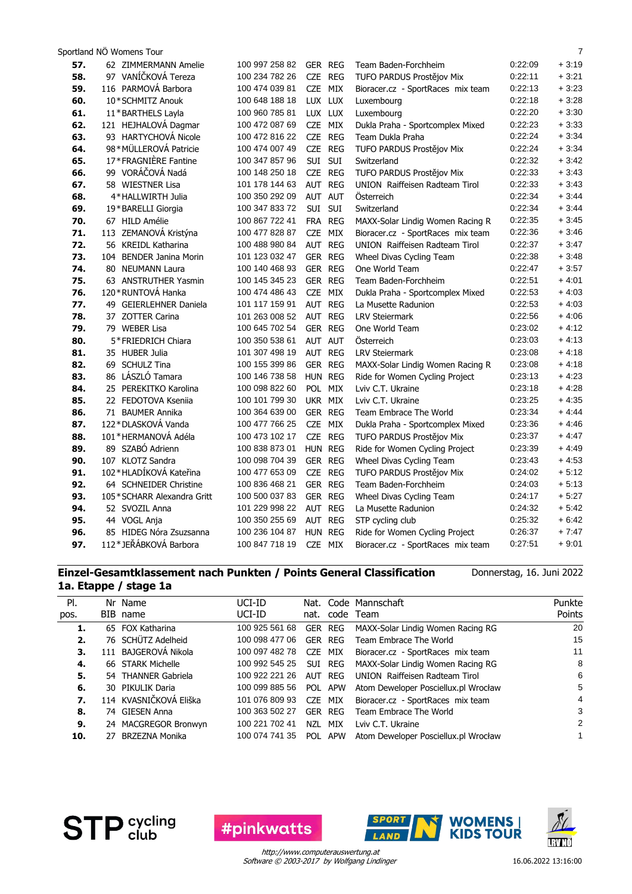| | | | | | | | | |
|---|---|---|---|---|---|---|---|---|
| **57.** | 62 | ZIMMERMANN Amelie | 100 997 258 82 | GER | REG | Team Baden-Forchheim | 0:22:09 | + 3:19 |
| **58.** | 97 | VANÍČKOVÁ Tereza | 100 234 782 26 | CZE | REG | TUFO PARDUS Prostějov Mix | 0:22:11 | + 3:21 |
| **59.** | 116 | PARMOVÁ Barbora | 100 474 039 81 | CZE | MIX | Bioracer.cz - SportRaces mix team | 0:22:13 | + 3:23 |
| **60.** | 10* | SCHMITZ Anouk | 100 648 188 18 | LUX | LUX | Luxembourg | 0:22:18 | + 3:28 |
| **61.** | 11* | BARTHELS Layla | 100 960 785 81 | LUX | LUX | Luxembourg | 0:22:20 | + 3:30 |
| **62.** | 121 | HEJHALOVÁ Dagmar | 100 472 087 69 | CZE | MIX | Dukla Praha - Sportcomplex Mixed | 0:22:23 | + 3:33 |
| **63.** | 93 | HARTYCHOVÁ Nicole | 100 472 816 22 | CZE | REG | Team Dukla Praha | 0:22:24 | + 3:34 |
| **64.** | 98* | MÜLLEROVÁ Patricie | 100 474 007 49 | CZE | REG | TUFO PARDUS Prostějov Mix | 0:22:24 | + 3:34 |
| **65.** | 17* | FRAGNIÈRE Fantine | 100 347 857 96 | SUI | SUI | Switzerland | 0:22:32 | + 3:42 |
| **66.** | 99 | VORÁČOVÁ Nadá | 100 148 250 18 | CZE | REG | TUFO PARDUS Prostějov Mix | 0:22:33 | + 3:43 |
| **67.** | 58 | WIESTNER Lisa | 101 178 144 63 | AUT | REG | UNION Raiffeisen Radteam Tirol | 0:22:33 | + 3:43 |
| **68.** | 4* | HALLWIRTH Julia | 100 350 292 09 | AUT | AUT | Österreich | 0:22:34 | + 3:44 |
| **69.** | 19* | BARELLI Giorgia | 100 347 833 72 | SUI | SUI | Switzerland | 0:22:34 | + 3:44 |
| **70.** | 67 | HILD Amélie | 100 867 722 41 | FRA | REG | MAXX-Solar Lindig Women Racing R | 0:22:35 | + 3:45 |
| **71.** | 113 | ZEMANOVÁ Kristýna | 100 477 828 87 | CZE | MIX | Bioracer.cz - SportRaces mix team | 0:22:36 | + 3:46 |
| **72.** | 56 | KREIDL Katharina | 100 488 980 84 | AUT | REG | UNION Raiffeisen Radteam Tirol | 0:22:37 | + 3:47 |
| **73.** | 104 | BENDER Janina Morin | 101 123 032 47 | GER | REG | Wheel Divas Cycling Team | 0:22:38 | + 3:48 |
| **74.** | 80 | NEUMANN Laura | 100 140 468 93 | GER | REG | One World Team | 0:22:47 | + 3:57 |
| **75.** | 63 | ANSTRUTHER Yasmin | 100 145 345 23 | GER | REG | Team Baden-Forchheim | 0:22:51 | + 4:01 |
| **76.** | 120* | RUNTOVÁ Hanka | 100 474 486 43 | CZE | MIX | Dukla Praha - Sportcomplex Mixed | 0:22:53 | + 4:03 |
| **77.** | 49 | GEIERLEHNER Daniela | 101 117 159 91 | AUT | REG | La Musette Radunion | 0:22:53 | + 4:03 |
| **78.** | 37 | ZOTTER Carina | 101 263 008 52 | AUT | REG | LRV Steiermark | 0:22:56 | + 4:06 |
| **79.** | 79 | WEBER Lisa | 100 645 702 54 | GER | REG | One World Team | 0:23:02 | + 4:12 |
| **80.** | 5* | FRIEDRICH Chiara | 100 350 538 61 | AUT | AUT | Österreich | 0:23:03 | + 4:13 |
| **81.** | 35 | HUBER Julia | 101 307 498 19 | AUT | REG | LRV Steiermark | 0:23:08 | + 4:18 |
| **82.** | 69 | SCHULZ Tina | 100 155 399 86 | GER | REG | MAXX-Solar Lindig Women Racing R | 0:23:08 | + 4:18 |
| **83.** | 86 | LÁSZLÓ Tamara | 100 146 738 58 | HUN | REG | Ride for Women Cycling Project | 0:23:13 | + 4:23 |
| **84.** | 25 | PEREKITKO Karolina | 100 098 822 60 | POL | MIX | Lviv C.T. Ukraine | 0:23:18 | + 4:28 |
| **85.** | 22 | FEDOTOVA Kseniia | 100 101 799 30 | UKR | MIX | Lviv C.T. Ukraine | 0:23:25 | + 4:35 |
| **86.** | 71 | BAUMER Annika | 100 364 639 00 | GER | REG | Team Embrace The World | 0:23:34 | + 4:44 |
| **87.** | 122* | DLASKOVÁ Vanda | 100 477 766 25 | CZE | MIX | Dukla Praha - Sportcomplex Mixed | 0:23:36 | + 4:46 |
| **88.** | 101* | HERMANOVÁ Adéla | 100 473 102 17 | CZE | REG | TUFO PARDUS Prostějov Mix | 0:23:37 | + 4:47 |
| **89.** | 89 | SZABÓ Adrienn | 100 838 873 01 | HUN | REG | Ride for Women Cycling Project | 0:23:39 | + 4:49 |
| **90.** | 107 | KLOTZ Sandra | 100 098 704 39 | GER | REG | Wheel Divas Cycling Team | 0:23:43 | + 4:53 |
| **91.** | 102* | HLADÍKOVÁ Kateřina | 100 477 653 09 | CZE | REG | TUFO PARDUS Prostějov Mix | 0:24:02 | + 5:12 |
| **92.** | 64 | SCHNEIDER Christine | 100 836 468 21 | GER | REG | Team Baden-Forchheim | 0:24:03 | + 5:13 |
| **93.** | 105* | SCHARR Alexandra Gritt | 100 500 037 83 | GER | REG | Wheel Divas Cycling Team | 0:24:17 | + 5:27 |
| **94.** | 52 | SVOZIL Anna | 101 229 998 22 | AUT | REG | La Musette Radunion | 0:24:32 | + 5:42 |
| **95.** | 44 | VOGL Anja | 100 350 255 69 | AUT | REG | STP cycling club | 0:25:32 | + 6:42 |
| **96.** | 85 | HIDEG Nóra Zsuzsanna | 100 236 104 87 | HUN | REG | Ride for Women Cycling Project | 0:26:37 | + 7:47 |
| **97.** | 112* | JEŘÁBKOVÁ Barbora | 100 847 718 19 | CZE | MIX | Bioracer.cz - SportRaces mix team | 0:27:51 | + 9:01 |

## Einzel-Gesamtklassement nach Punkten / Points General Classification

Donnerstag, 16. Juni 2022

## 1a. Etappe / stage 1a

| Pl. pos. | Nr BIB | Name name | UCI-ID UCI-ID | Nat. nat. | Code code | Mannschaft Team | Punkte Points |
|---|---|---|---|---|---|---|---|
| **1.** | 65 | FOX Katharina | 100 925 561 68 | GER | REG | MAXX-Solar Lindig Women Racing RG | 20 |
| **2.** | 76 | SCHÜTZ Adelheid | 100 098 477 06 | GER | REG | Team Embrace The World | 15 |
| **3.** | 111 | BAJGEROVÁ Nikola | 100 097 482 78 | CZE | MIX | Bioracer.cz - SportRaces mix team | 11 |
| **4.** | 66 | STARK Michelle | 100 992 545 25 | SUI | REG | MAXX-Solar Lindig Women Racing RG | 8 |
| **5.** | 54 | THANNER Gabriela | 100 922 221 26 | AUT | REG | UNION Raiffeisen Radteam Tirol | 6 |
| **6.** | 30 | PIKULIK Daria | 100 099 255 60 | POL | APW | Atom Deweloper Posciellux.pl Wrocław | 5 |
| **7.** | 114 | KVASNIČKOVÁ Eliška | 101 076 809 93 | CZE | MIX | Bioracer.cz - SportRaces mix team | 4 |
| **8.** | 74 | GIESEN Anna | 100 363 502 27 | GER | REG | Team Embrace The World | 3 |
| **9.** | 24 | MACGREGOR Bronwyn | 100 221 702 41 | NZL | MIX | Lviv C.T. Ukraine | 2 |
| **10.** | 27 | BRZEZNA Monika | 100 074 741 35 | POL | APW | Atom Deweloper Posciellux.pl Wrocław | 1 |

*http://www.computerauswertung.at*
*Software © 2003-2017 by Wolfgang Lindinger*

16.06.2022 13:16:00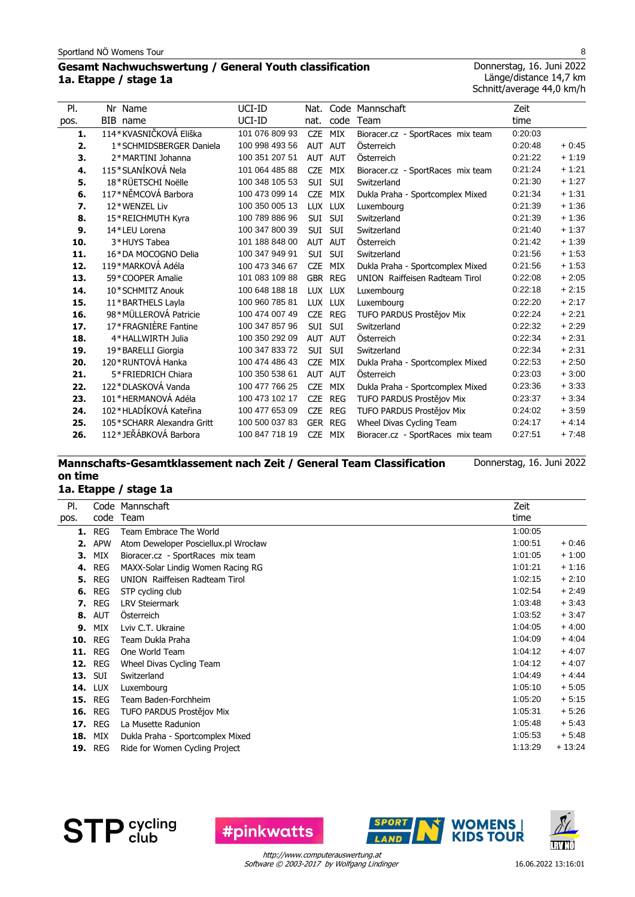## Gesamt Nachwuchswertung / General Youth classification
### 1a. Etappe / stage 1a

Donnerstag, 16. Juni 2022
Länge/distance 14,7 km
Schnitt/average 44,0 km/h

| Pl. pos. | Nr BIB | Name name | UCI-ID | Nat. nat. | Code code | Mannschaft Team | Zeit time | |
|---|---|---|---|---|---|---|---|---|
| **1.** | 114 | *KVASNIČKOVÁ Eliška | 101 076 809 93 | CZE | MIX | Bioracer.cz - SportRaces mix team | 0:20:03 | |
| **2.** | 1 | *SCHMIDSBERGER Daniela | 100 998 493 56 | AUT | AUT | Österreich | 0:20:48 | + 0:45 |
| **3.** | 2 | *MARTINI Johanna | 100 351 207 51 | AUT | AUT | Österreich | 0:21:22 | + 1:19 |
| **4.** | 115 | *SLANÍKOVÁ Nela | 101 064 485 88 | CZE | MIX | Bioracer.cz - SportRaces mix team | 0:21:24 | + 1:21 |
| **5.** | 18 | *RÜETSCHI Noëlle | 100 348 105 53 | SUI | SUI | Switzerland | 0:21:30 | + 1:27 |
| **6.** | 117 | *NĚMCOVÁ Barbora | 100 473 099 14 | CZE | MIX | Dukla Praha - Sportcomplex Mixed | 0:21:34 | + 1:31 |
| **7.** | 12 | *WENZEL Liv | 100 350 005 13 | LUX | LUX | Luxembourg | 0:21:39 | + 1:36 |
| **8.** | 15 | *REICHMUTH Kyra | 100 789 886 96 | SUI | SUI | Switzerland | 0:21:39 | + 1:36 |
| **9.** | 14 | *LEU Lorena | 100 347 800 39 | SUI | SUI | Switzerland | 0:21:40 | + 1:37 |
| **10.** | 3 | *HUYS Tabea | 101 188 848 00 | AUT | AUT | Österreich | 0:21:42 | + 1:39 |
| **11.** | 16 | *DA MOCOGNO Delia | 100 347 949 91 | SUI | SUI | Switzerland | 0:21:56 | + 1:53 |
| **12.** | 119 | *MARKOVÁ Adéla | 100 473 346 67 | CZE | MIX | Dukla Praha - Sportcomplex Mixed | 0:21:56 | + 1:53 |
| **13.** | 59 | *COOPER Amalie | 101 083 109 88 | GBR | REG | UNION Raiffeisen Radteam Tirol | 0:22:08 | + 2:05 |
| **14.** | 10 | *SCHMITZ Anouk | 100 648 188 18 | LUX | LUX | Luxembourg | 0:22:18 | + 2:15 |
| **15.** | 11 | *BARTHELS Layla | 100 960 785 81 | LUX | LUX | Luxembourg | 0:22:20 | + 2:17 |
| **16.** | 98 | *MÜLLEROVÁ Patricie | 100 474 007 49 | CZE | REG | TUFO PARDUS Prostějov Mix | 0:22:24 | + 2:21 |
| **17.** | 17 | *FRAGNIÈRE Fantine | 100 347 857 96 | SUI | SUI | Switzerland | 0:22:32 | + 2:29 |
| **18.** | 4 | *HALLWIRTH Julia | 100 350 292 09 | AUT | AUT | Österreich | 0:22:34 | + 2:31 |
| **19.** | 19 | *BARELLI Giorgia | 100 347 833 72 | SUI | SUI | Switzerland | 0:22:34 | + 2:31 |
| **20.** | 120 | *RUNTOVÁ Hanka | 100 474 486 43 | CZE | MIX | Dukla Praha - Sportcomplex Mixed | 0:22:53 | + 2:50 |
| **21.** | 5 | *FRIEDRICH Chiara | 100 350 538 61 | AUT | AUT | Österreich | 0:23:03 | + 3:00 |
| **22.** | 122 | *DLASKOVÁ Vanda | 100 477 766 25 | CZE | MIX | Dukla Praha - Sportcomplex Mixed | 0:23:36 | + 3:33 |
| **23.** | 101 | *HERMANOVÁ Adéla | 100 473 102 17 | CZE | REG | TUFO PARDUS Prostějov Mix | 0:23:37 | + 3:34 |
| **24.** | 102 | *HLADÍKOVÁ Kateřina | 100 477 653 09 | CZE | REG | TUFO PARDUS Prostějov Mix | 0:24:02 | + 3:59 |
| **25.** | 105 | *SCHARR Alexandra Gritt | 100 500 037 83 | GER | REG | Wheel Divas Cycling Team | 0:24:17 | + 4:14 |
| **26.** | 112 | *JEŘÁBKOVÁ Barbora | 100 847 718 19 | CZE | MIX | Bioracer.cz - SportRaces mix team | 0:27:51 | + 7:48 |

## Mannschafts-Gesamtklassement nach Zeit / General Team Classification on time
### 1a. Etappe / stage 1a

Donnerstag, 16. Juni 2022

| Pl. pos. | Code code | Mannschaft Team | Zeit time | |
|---|---|---|---|---|
| **1.** | REG | Team Embrace The World | 1:00:05 | |
| **2.** | APW | Atom Deweloper Posciellux.pl Wrocław | 1:00:51 | + 0:46 |
| **3.** | MIX | Bioracer.cz - SportRaces mix team | 1:01:05 | + 1:00 |
| **4.** | REG | MAXX-Solar Lindig Women Racing RG | 1:01:21 | + 1:16 |
| **5.** | REG | UNION Raiffeisen Radteam Tirol | 1:02:15 | + 2:10 |
| **6.** | REG | STP cycling club | 1:02:54 | + 2:49 |
| **7.** | REG | LRV Steiermark | 1:03:48 | + 3:43 |
| **8.** | AUT | Österreich | 1:03:52 | + 3:47 |
| **9.** | MIX | Lviv C.T. Ukraine | 1:04:05 | + 4:00 |
| **10.** | REG | Team Dukla Praha | 1:04:09 | + 4:04 |
| **11.** | REG | One World Team | 1:04:12 | + 4:07 |
| **12.** | REG | Wheel Divas Cycling Team | 1:04:12 | + 4:07 |
| **13.** | SUI | Switzerland | 1:04:49 | + 4:44 |
| **14.** | LUX | Luxembourg | 1:05:10 | + 5:05 |
| **15.** | REG | Team Baden-Forchheim | 1:05:20 | + 5:15 |
| **16.** | REG | TUFO PARDUS Prostějov Mix | 1:05:31 | + 5:26 |
| **17.** | REG | La Musette Radunion | 1:05:48 | + 5:43 |
| **18.** | MIX | Dukla Praha - Sportcomplex Mixed | 1:05:53 | + 5:48 |
| **19.** | REG | Ride for Women Cycling Project | 1:13:29 | + 13:24 |

*http://www.computerauswertung.at*
*Software © 2003-2017 by Wolfgang Lindinger*

16.06.2022 13:16:01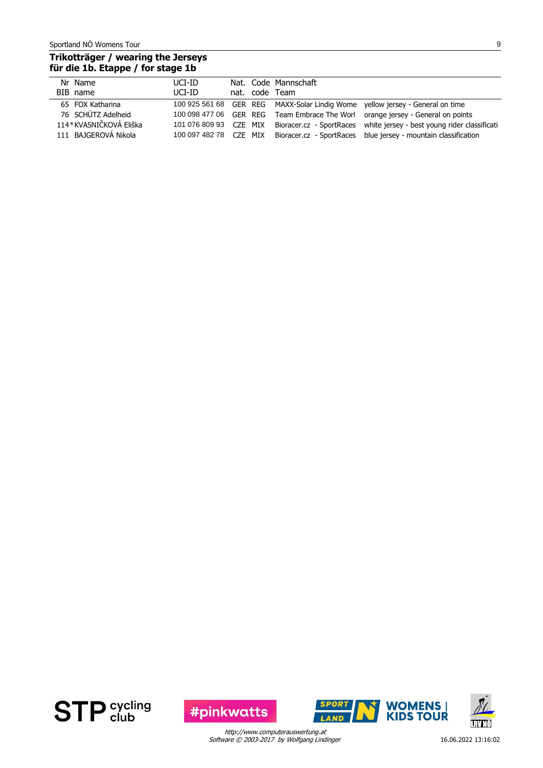**Trikotträger / wearing the Jerseys**
**für die 1b. Etappe / for stage 1b**

| Nr BIB | Name name | UCI-ID UCI-ID | Nat. nat. | Code code | Mannschaft Team | |
|---|---|---|---|---|---|---|
| 65 | FOX Katharina | 100 925 561 68 | GER | REG | MAXX-Solar Lindig Wome | yellow jersey - General on time |
| 76 | SCHÜTZ Adelheid | 100 098 477 06 | GER | REG | Team Embrace The Worl | orange jersey - General on points |
| 114* | KVASNIČKOVÁ Eliška | 101 076 809 93 | CZE | MIX | Bioracer.cz - SportRaces | white jersey - best young rider classificati |
| 111 | BAJGEROVÁ Nikola | 100 097 482 78 | CZE | MIX | Bioracer.cz - SportRaces | blue jersey - mountain classification |

*http://www.computerauswertung.at*
*Software © 2003-2017 by Wolfgang Lindinger*

16.06.2022 13:16:02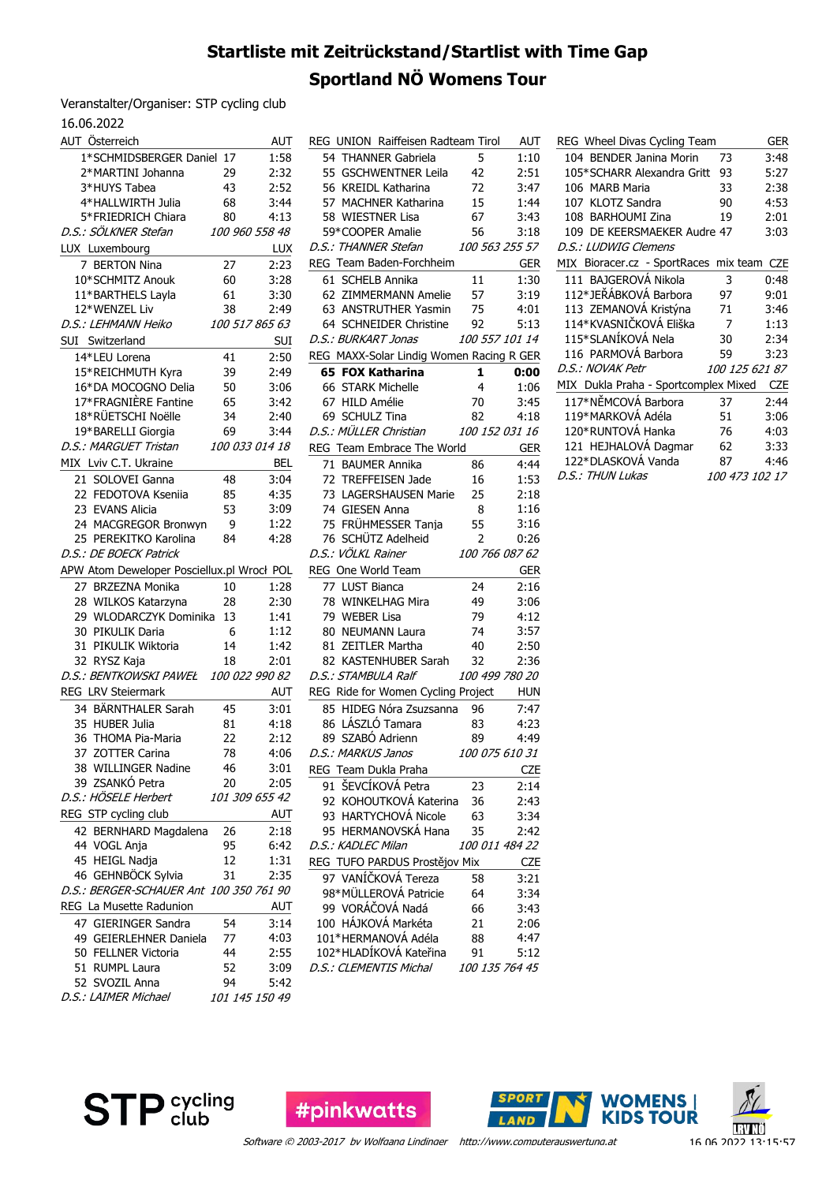# Startliste mit Zeitrückstand/Startlist with Time Gap

## Sportland NÖ Womens Tour

Veranstalter/Organiser: STP cycling club

16.06.2022

| AUT Österreich | | AUT |
|---|---|---|
| 1*SCHMIDSBERGER Daniel | 17 | 1:58 |
| 2*MARTINI Johanna | 29 | 2:32 |
| 3*HUYS Tabea | 43 | 2:52 |
| 4*HALLWIRTH Julia | 68 | 3:44 |
| 5*FRIEDRICH Chiara | 80 | 4:13 |
| *D.S.: SÖLKNER Stefan* | *100 960 558 48* | |

| LUX Luxembourg | | LUX |
|---|---|---|
| 7 BERTON Nina | 27 | 2:23 |
| 10*SCHMITZ Anouk | 60 | 3:28 |
| 11*BARTHELS Layla | 61 | 3:30 |
| 12*WENZEL Liv | 38 | 2:49 |
| *D.S.: LEHMANN Heiko* | *100 517 865 63* | |

| SUI Switzerland | | SUI |
|---|---|---|
| 14*LEU Lorena | 41 | 2:50 |
| 15*REICHMUTH Kyra | 39 | 2:49 |
| 16*DA MOCOGNO Delia | 50 | 3:06 |
| 17*FRAGNIÈRE Fantine | 65 | 3:42 |
| 18*RÜETSCHI Noëlle | 34 | 2:40 |
| 19*BARELLI Giorgia | 69 | 3:44 |
| *D.S.: MARGUET Tristan* | *100 033 014 18* | |

| MIX Lviv C.T. Ukraine | | BEL |
|---|---|---|
| 21 SOLOVEI Ganna | 48 | 3:04 |
| 22 FEDOTOVA Kseniia | 85 | 4:35 |
| 23 EVANS Alicia | 53 | 3:09 |
| 24 MACGREGOR Bronwyn | 9 | 1:22 |
| 25 PEREKITKO Karolina | 84 | 4:28 |
| *D.S.: DE BOECK Patrick* | | |

| APW Atom Deweloper Posciellux.pl Wrocł | | POL |
|---|---|---|
| 27 BRZEZNA Monika | 10 | 1:28 |
| 28 WILKOS Katarzyna | 28 | 2:30 |
| 29 WLODARCZYK Dominika | 13 | 1:41 |
| 30 PIKULIK Daria | 6 | 1:12 |
| 31 PIKULIK Wiktoria | 14 | 1:42 |
| 32 RYSZ Kaja | 18 | 2:01 |
| *D.S.: BENTKOWSKI PAWEŁ* | *100 022 990 82* | |

| REG LRV Steiermark | | AUT |
|---|---|---|
| 34 BÄRNTHALER Sarah | 45 | 3:01 |
| 35 HUBER Julia | 81 | 4:18 |
| 36 THOMA Pia-Maria | 22 | 2:12 |
| 37 ZOTTER Carina | 78 | 4:06 |
| 38 WILLINGER Nadine | 46 | 3:01 |
| 39 ZSANKÓ Petra | 20 | 2:05 |
| *D.S.: HÖSELE Herbert* | *101 309 655 42* | |

| REG STP cycling club | | AUT |
|---|---|---|
| 42 BERNHARD Magdalena | 26 | 2:18 |
| 44 VOGL Anja | 95 | 6:42 |
| 45 HEIGL Nadja | 12 | 1:31 |
| 46 GEHNBÖCK Sylvia | 31 | 2:35 |
| *D.S.: BERGER-SCHAUER Ant* | *100 350 761 90* | |

| REG La Musette Radunion | | AUT |
|---|---|---|
| 47 GIERINGER Sandra | 54 | 3:14 |
| 49 GEIERLEHNER Daniela | 77 | 4:03 |
| 50 FELLNER Victoria | 44 | 2:55 |
| 51 RUMPL Laura | 52 | 3:09 |
| 52 SVOZIL Anna | 94 | 5:42 |
| *D.S.: LAIMER Michael* | *101 145 150 49* | |

| REG UNION Raiffeisen Radteam Tirol | | AUT |
|---|---|---|
| 54 THANNER Gabriela | 5 | 1:10 |
| 55 GSCHWENTNER Leila | 42 | 2:51 |
| 56 KREIDL Katharina | 72 | 3:47 |
| 57 MACHNER Katharina | 15 | 1:44 |
| 58 WIESTNER Lisa | 67 | 3:43 |
| 59*COOPER Amalie | 56 | 3:18 |
| *D.S.: THANNER Stefan* | *100 563 255 57* | |

| REG Team Baden-Forchheim | | GER |
|---|---|---|
| 61 SCHELB Annika | 11 | 1:30 |
| 62 ZIMMERMANN Amelie | 57 | 3:19 |
| 63 ANSTRUTHER Yasmin | 75 | 4:01 |
| 64 SCHNEIDER Christine | 92 | 5:13 |
| *D.S.: BURKART Jonas* | *100 557 101 14* | |

| REG MAXX-Solar Lindig Women Racing R | | GER |
|---|---|---|
| **65 FOX Katharina** | **1** | **0:00** |
| 66 STARK Michelle | 4 | 1:06 |
| 67 HILD Amélie | 70 | 3:45 |
| 69 SCHULZ Tina | 82 | 4:18 |
| *D.S.: MÜLLER Christian* | *100 152 031 16* | |

| REG Team Embrace The World | | GER |
|---|---|---|
| 71 BAUMER Annika | 86 | 4:44 |
| 72 TREFFEISEN Jade | 16 | 1:53 |
| 73 LAGERSHAUSEN Marie | 25 | 2:18 |
| 74 GIESEN Anna | 8 | 1:16 |
| 75 FRÜHMESSER Tanja | 55 | 3:16 |
| 76 SCHÜTZ Adelheid | 2 | 0:26 |
| *D.S.: VÖLKL Rainer* | *100 766 087 62* | |

| REG One World Team | | GER |
|---|---|---|
| 77 LUST Bianca | 24 | 2:16 |
| 78 WINKELHAG Mira | 49 | 3:06 |
| 79 WEBER Lisa | 79 | 4:12 |
| 80 NEUMANN Laura | 74 | 3:57 |
| 81 ZEITLER Martha | 40 | 2:50 |
| 82 KASTENHUBER Sarah | 32 | 2:36 |
| *D.S.: STAMBULA Ralf* | *100 499 780 20* | |

| REG Ride for Women Cycling Project | | HUN |
|---|---|---|
| 85 HIDEG Nóra Zsuzsanna | 96 | 7:47 |
| 86 LÁSZLÓ Tamara | 83 | 4:23 |
| 89 SZABÓ Adrienn | 89 | 4:49 |
| *D.S.: MARKUS Janos* | *100 075 610 31* | |

| REG Team Dukla Praha | | CZE |
|---|---|---|
| 91 ŠEVCÍKOVÁ Petra | 23 | 2:14 |
| 92 KOHOUTKOVÁ Katerina | 36 | 2:43 |
| 93 HARTYCHOVÁ Nicole | 63 | 3:34 |
| 95 HERMANOVSKÁ Hana | 35 | 2:42 |
| *D.S.: KADLEC Milan* | *100 011 484 22* | |

| REG TUFO PARDUS Prostějov Mix | | CZE |
|---|---|---|
| 97 VANÍČKOVÁ Tereza | 58 | 3:21 |
| 98*MÜLLEROVÁ Patricie | 64 | 3:34 |
| 99 VORÁČOVÁ Nadá | 66 | 3:43 |
| 100 HÁJKOVÁ Markéta | 21 | 2:06 |
| 101*HERMANOVÁ Adéla | 88 | 4:47 |
| 102*HLADÍKOVÁ Kateřina | 91 | 5:12 |
| *D.S.: CLEMENTIS Michal* | *100 135 764 45* | |

| REG Wheel Divas Cycling Team | | GER |
|---|---|---|
| 104 BENDER Janina Morin | 73 | 3:48 |
| 105*SCHARR Alexandra Gritt | 93 | 5:27 |
| 106 MARB Maria | 33 | 2:38 |
| 107 KLOTZ Sandra | 90 | 4:53 |
| 108 BARHOUMI Zina | 19 | 2:01 |
| 109 DE KEERSMAEKER Audre | 47 | 3:03 |
| *D.S.: LUDWIG Clemens* | | |

| MIX Bioracer.cz - SportRaces mix team | | CZE |
|---|---|---|
| 111 BAJGEROVÁ Nikola | 3 | 0:48 |
| 112*JEŘÁBKOVÁ Barbora | 97 | 9:01 |
| 113 ZEMANOVÁ Kristýna | 71 | 3:46 |
| 114*KVASNIČKOVÁ Eliška | 7 | 1:13 |
| 115*SLANÍKOVÁ Nela | 30 | 2:34 |
| 116 PARMOVÁ Barbora | 59 | 3:23 |
| *D.S.: NOVAK Petr* | *100 125 621 87* | |

| MIX Dukla Praha - Sportcomplex Mixed | | CZE |
|---|---|---|
| 117*NĚMCOVÁ Barbora | 37 | 2:44 |
| 119*MARKOVÁ Adéla | 51 | 3:06 |
| 120*RUNTOVÁ Hanka | 76 | 4:03 |
| 121 HEJHALOVÁ Dagmar | 62 | 3:33 |
| 122*DLASKOVÁ Vanda | 87 | 4:46 |
| *D.S.: THUN Lukas* | *100 473 102 17* | |

STP cycling club · #pinkwatts · SPORT LAND N · WOMENS | KIDS TOUR · LRV NÖ

Software © 2003-2017 by Wolfgang Lindinger http://www.computerauswertung.at 16.06.2022 13:15:57